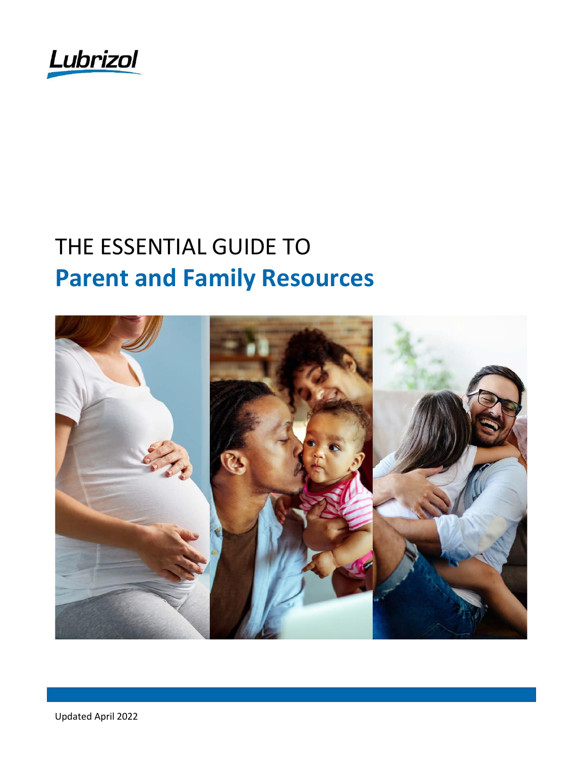Lubrizol

# THE ESSENTIAL GUIDE TO **Parent and Family Resources**

Updated April 2022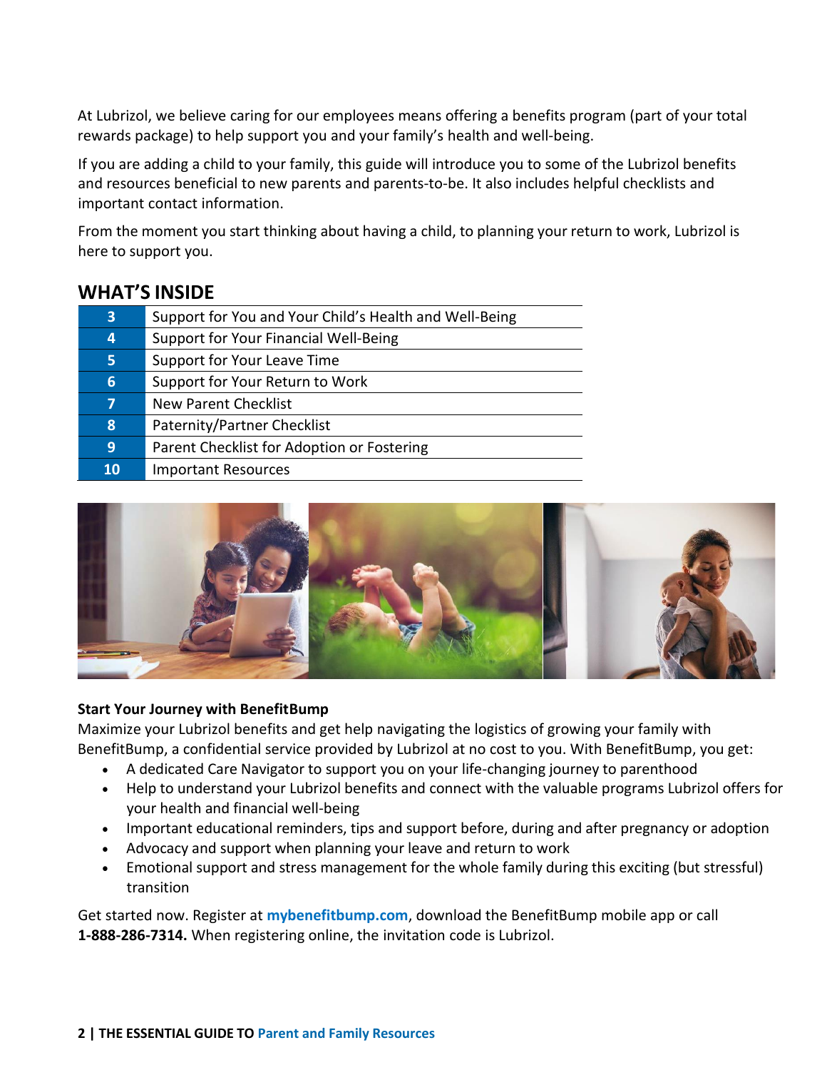At Lubrizol, we believe caring for our employees means offering a benefits program (part of your total rewards package) to help support you and your family's health and well-being.

If you are adding a child to your family, this guide will introduce you to some of the Lubrizol benefits and resources beneficial to new parents and parents-to-be. It also includes helpful checklists and important contact information.

From the moment you start thinking about having a child, to planning your return to work, Lubrizol is here to support you.

## WHAT'S INSIDE

| Page | Section |
|---|---|
| 3 | Support for You and Your Child's Health and Well-Being |
| 4 | Support for Your Financial Well-Being |
| 5 | Support for Your Leave Time |
| 6 | Support for Your Return to Work |
| 7 | New Parent Checklist |
| 8 | Paternity/Partner Checklist |
| 9 | Parent Checklist for Adoption or Fostering |
| 10 | Important Resources |

**Start Your Journey with BenefitBump**

Maximize your Lubrizol benefits and get help navigating the logistics of growing your family with BenefitBump, a confidential service provided by Lubrizol at no cost to you. With BenefitBump, you get:

- A dedicated Care Navigator to support you on your life-changing journey to parenthood
- Help to understand your Lubrizol benefits and connect with the valuable programs Lubrizol offers for your health and financial well-being
- Important educational reminders, tips and support before, during and after pregnancy or adoption
- Advocacy and support when planning your leave and return to work
- Emotional support and stress management for the whole family during this exciting (but stressful) transition

Get started now. Register at **mybenefitbump.com**, download the BenefitBump mobile app or call **1-888-286-7314.** When registering online, the invitation code is Lubrizol.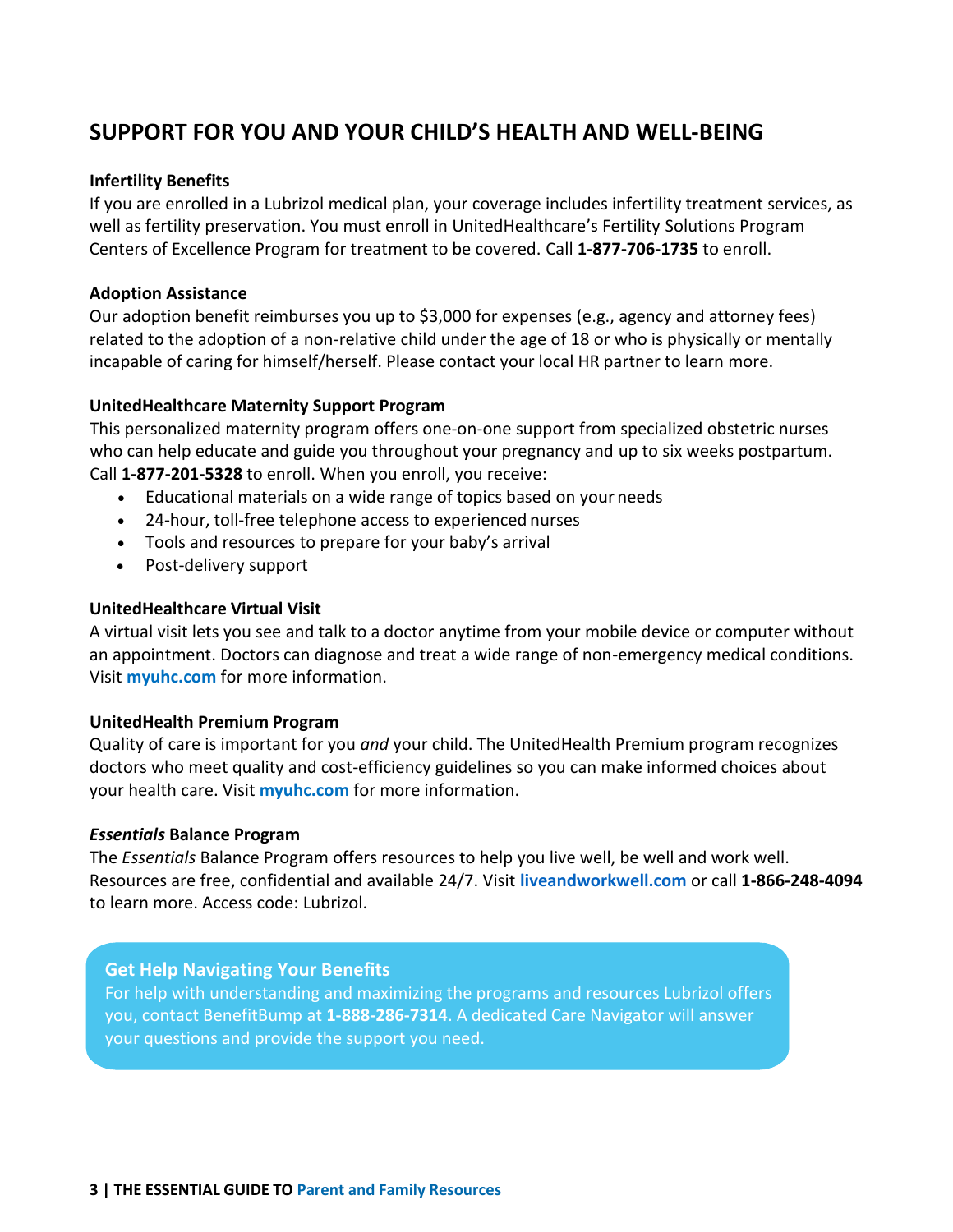## SUPPORT FOR YOU AND YOUR CHILD'S HEALTH AND WELL-BEING

### Infertility Benefits

If you are enrolled in a Lubrizol medical plan, your coverage includes infertility treatment services, as well as fertility preservation. You must enroll in UnitedHealthcare's Fertility Solutions Program Centers of Excellence Program for treatment to be covered. Call **1-877-706-1735** to enroll.

### Adoption Assistance

Our adoption benefit reimburses you up to $3,000 for expenses (e.g., agency and attorney fees) related to the adoption of a non-relative child under the age of 18 or who is physically or mentally incapable of caring for himself/herself. Please contact your local HR partner to learn more.

### UnitedHealthcare Maternity Support Program

This personalized maternity program offers one-on-one support from specialized obstetric nurses who can help educate and guide you throughout your pregnancy and up to six weeks postpartum. Call **1-877-201-5328** to enroll. When you enroll, you receive:

- Educational materials on a wide range of topics based on your needs
- 24-hour, toll-free telephone access to experienced nurses
- Tools and resources to prepare for your baby's arrival
- Post-delivery support

### UnitedHealthcare Virtual Visit

A virtual visit lets you see and talk to a doctor anytime from your mobile device or computer without an appointment. Doctors can diagnose and treat a wide range of non-emergency medical conditions. Visit **myuhc.com** for more information.

### UnitedHealth Premium Program

Quality of care is important for you *and* your child. The UnitedHealth Premium program recognizes doctors who meet quality and cost-efficiency guidelines so you can make informed choices about your health care. Visit **myuhc.com** for more information.

### *Essentials* Balance Program

The *Essentials* Balance Program offers resources to help you live well, be well and work well. Resources are free, confidential and available 24/7. Visit **liveandworkwell.com** or call **1-866-248-4094** to learn more. Access code: Lubrizol.

### Get Help Navigating Your Benefits

For help with understanding and maximizing the programs and resources Lubrizol offers you, contact BenefitBump at **1-888-286-7314**. A dedicated Care Navigator will answer your questions and provide the support you need.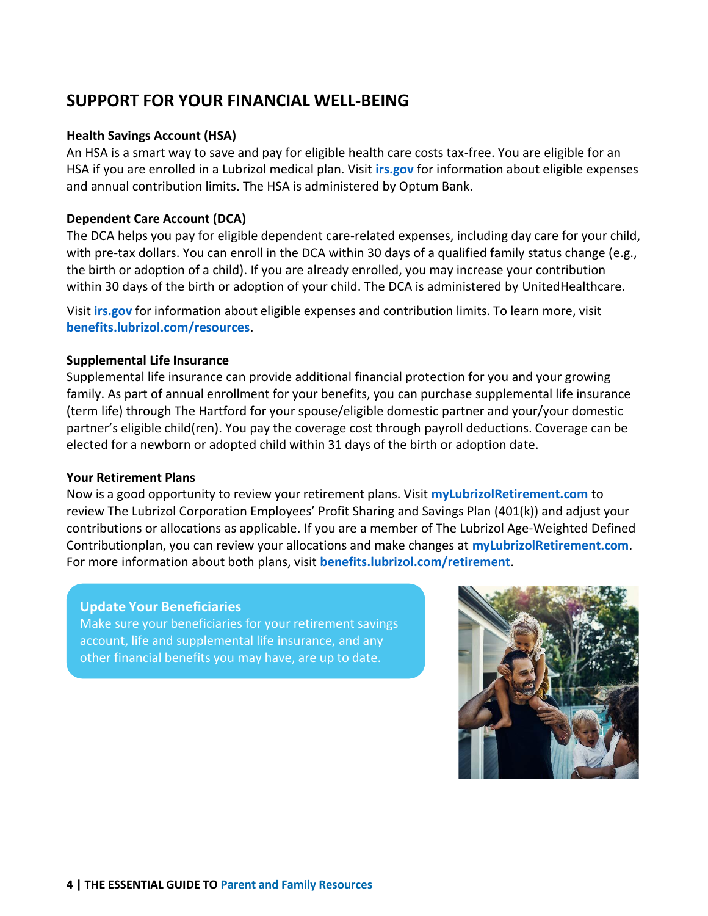## SUPPORT FOR YOUR FINANCIAL WELL-BEING

**Health Savings Account (HSA)**
An HSA is a smart way to save and pay for eligible health care costs tax-free. You are eligible for an HSA if you are enrolled in a Lubrizol medical plan. Visit **irs.gov** for information about eligible expenses and annual contribution limits. The HSA is administered by Optum Bank.

**Dependent Care Account (DCA)**
The DCA helps you pay for eligible dependent care-related expenses, including day care for your child, with pre-tax dollars. You can enroll in the DCA within 30 days of a qualified family status change (e.g., the birth or adoption of a child). If you are already enrolled, you may increase your contribution within 30 days of the birth or adoption of your child. The DCA is administered by UnitedHealthcare.

Visit **irs.gov** for information about eligible expenses and contribution limits. To learn more, visit **benefits.lubrizol.com/resources**.

**Supplemental Life Insurance**
Supplemental life insurance can provide additional financial protection for you and your growing family. As part of annual enrollment for your benefits, you can purchase supplemental life insurance (term life) through The Hartford for your spouse/eligible domestic partner and your/your domestic partner's eligible child(ren). You pay the coverage cost through payroll deductions. Coverage can be elected for a newborn or adopted child within 31 days of the birth or adoption date.

**Your Retirement Plans**
Now is a good opportunity to review your retirement plans. Visit **myLubrizolRetirement.com** to review The Lubrizol Corporation Employees' Profit Sharing and Savings Plan (401(k)) and adjust your contributions or allocations as applicable. If you are a member of The Lubrizol Age-Weighted Defined Contributionplan, you can review your allocations and make changes at **myLubrizolRetirement.com**. For more information about both plans, visit **benefits.lubrizol.com/retirement**.

**Update Your Beneficiaries**
Make sure your beneficiaries for your retirement savings account, life and supplemental life insurance, and any other financial benefits you may have, are up to date.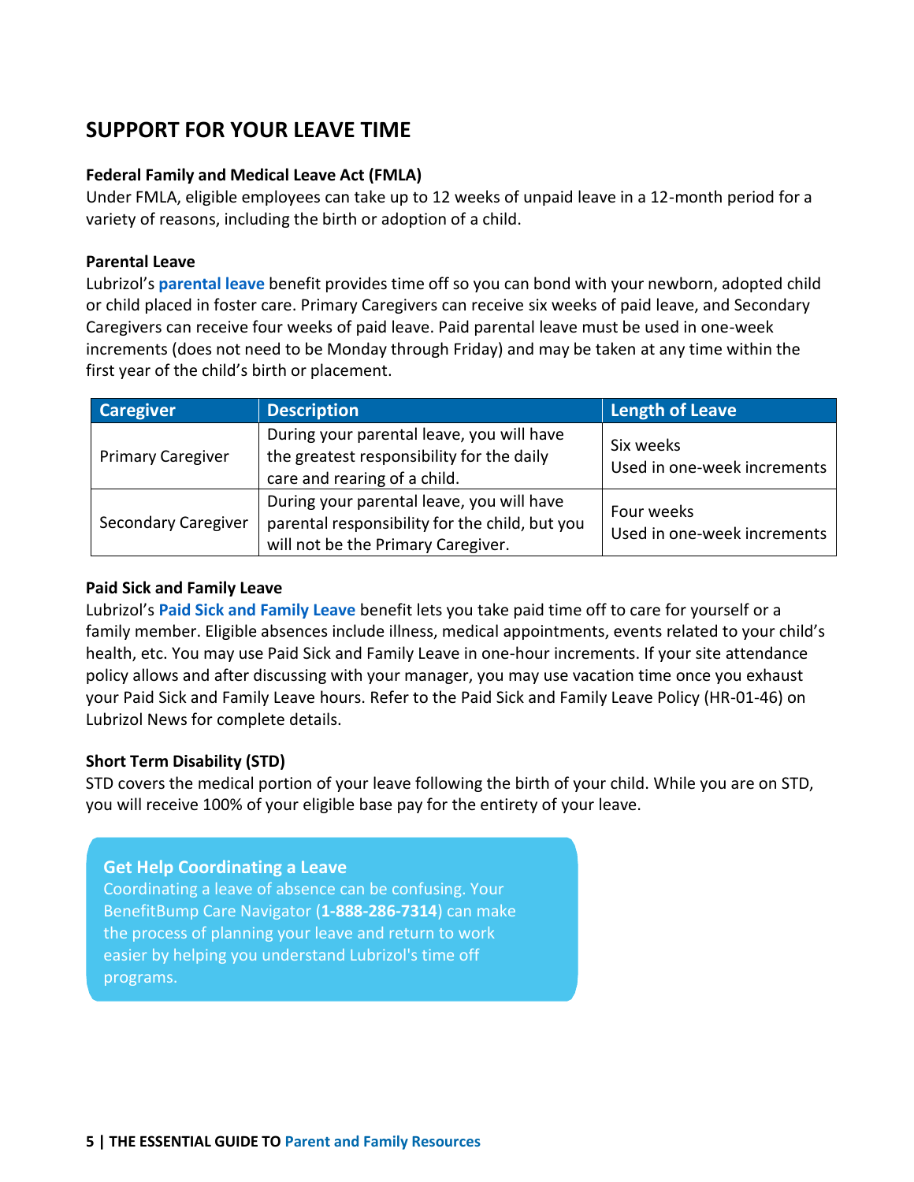## SUPPORT FOR YOUR LEAVE TIME

**Federal Family and Medical Leave Act (FMLA)**

Under FMLA, eligible employees can take up to 12 weeks of unpaid leave in a 12-month period for a variety of reasons, including the birth or adoption of a child.

**Parental Leave**

Lubrizol's **parental leave** benefit provides time off so you can bond with your newborn, adopted child or child placed in foster care. Primary Caregivers can receive six weeks of paid leave, and Secondary Caregivers can receive four weeks of paid leave. Paid parental leave must be used in one-week increments (does not need to be Monday through Friday) and may be taken at any time within the first year of the child's birth or placement.

| Caregiver | Description | Length of Leave |
|---|---|---|
| Primary Caregiver | During your parental leave, you will have the greatest responsibility for the daily care and rearing of a child. | Six weeks<br>Used in one-week increments |
| Secondary Caregiver | During your parental leave, you will have parental responsibility for the child, but you will not be the Primary Caregiver. | Four weeks<br>Used in one-week increments |

**Paid Sick and Family Leave**

Lubrizol's **Paid Sick and Family Leave** benefit lets you take paid time off to care for yourself or a family member. Eligible absences include illness, medical appointments, events related to your child's health, etc. You may use Paid Sick and Family Leave in one-hour increments. If your site attendance policy allows and after discussing with your manager, you may use vacation time once you exhaust your Paid Sick and Family Leave hours. Refer to the Paid Sick and Family Leave Policy (HR-01-46) on Lubrizol News for complete details.

**Short Term Disability (STD)**

STD covers the medical portion of your leave following the birth of your child. While you are on STD, you will receive 100% of your eligible base pay for the entirety of your leave.

**Get Help Coordinating a Leave**

Coordinating a leave of absence can be confusing. Your BenefitBump Care Navigator (**1-888-286-7314**) can make the process of planning your leave and return to work easier by helping you understand Lubrizol's time off programs.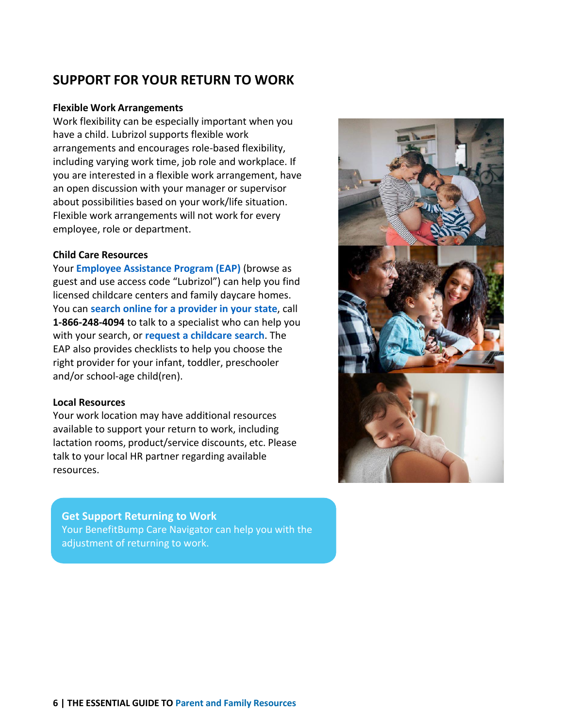## SUPPORT FOR YOUR RETURN TO WORK

**Flexible Work Arrangements**

Work flexibility can be especially important when you have a child. Lubrizol supports flexible work arrangements and encourages role-based flexibility, including varying work time, job role and workplace. If you are interested in a flexible work arrangement, have an open discussion with your manager or supervisor about possibilities based on your work/life situation. Flexible work arrangements will not work for every employee, role or department.

**Child Care Resources**

Your **Employee Assistance Program (EAP)** (browse as guest and use access code "Lubrizol") can help you find licensed childcare centers and family daycare homes. You can **search online for a provider in your state**, call **1-866-248-4094** to talk to a specialist who can help you with your search, or **request a childcare search**. The EAP also provides checklists to help you choose the right provider for your infant, toddler, preschooler and/or school-age child(ren).

**Local Resources**

Your work location may have additional resources available to support your return to work, including lactation rooms, product/service discounts, etc. Please talk to your local HR partner regarding available resources.

**Get Support Returning to Work**

Your BenefitBump Care Navigator can help you with the adjustment of returning to work.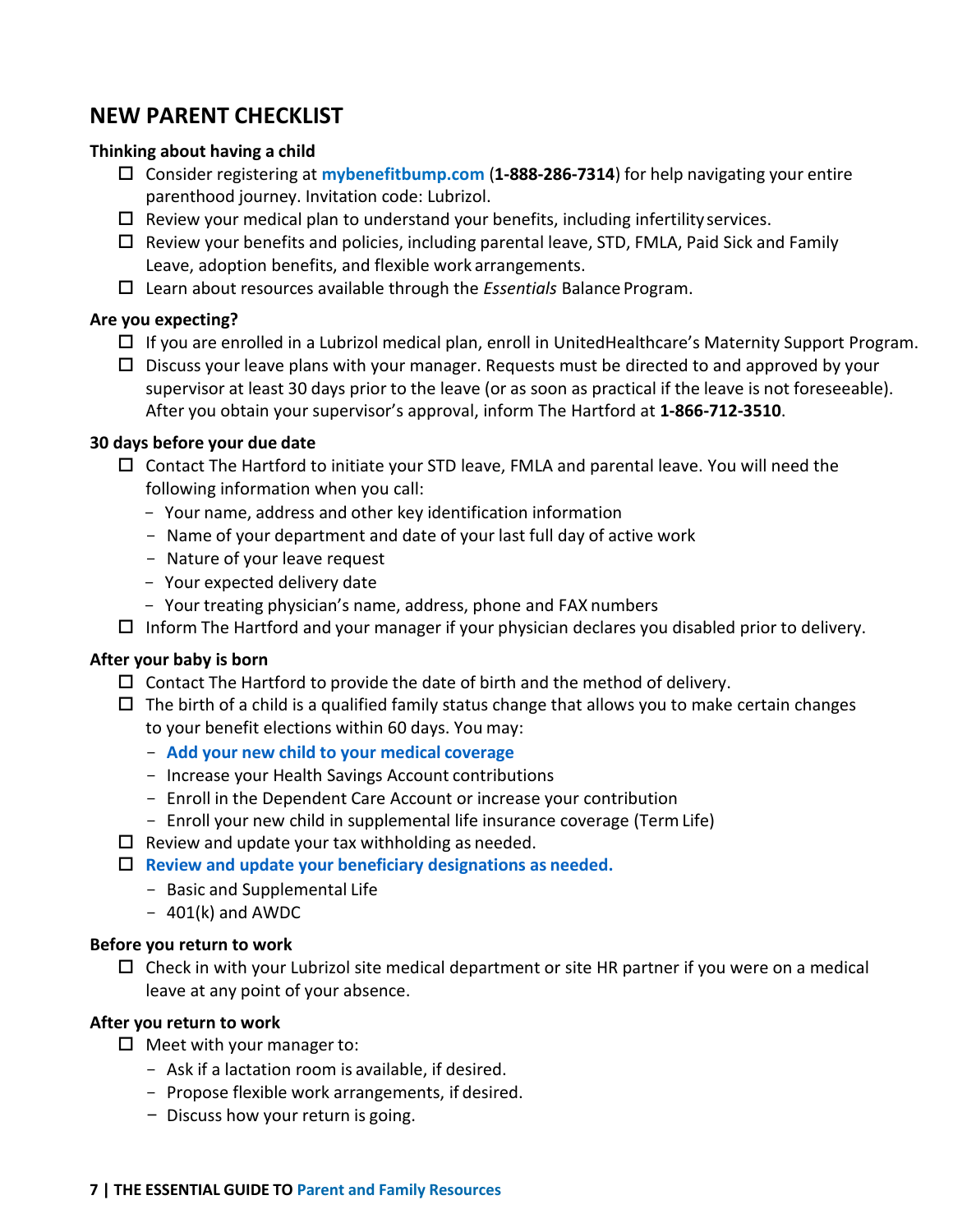## NEW PARENT CHECKLIST

**Thinking about having a child**

- [ ] Consider registering at **mybenefitbump.com** (**1-888-286-7314**) for help navigating your entire parenthood journey. Invitation code: Lubrizol.
- [ ] Review your medical plan to understand your benefits, including infertility services.
- [ ] Review your benefits and policies, including parental leave, STD, FMLA, Paid Sick and Family Leave, adoption benefits, and flexible work arrangements.
- [ ] Learn about resources available through the *Essentials* Balance Program.

**Are you expecting?**

- [ ] If you are enrolled in a Lubrizol medical plan, enroll in UnitedHealthcare's Maternity Support Program.
- [ ] Discuss your leave plans with your manager. Requests must be directed to and approved by your supervisor at least 30 days prior to the leave (or as soon as practical if the leave is not foreseeable). After you obtain your supervisor's approval, inform The Hartford at **1-866-712-3510**.

**30 days before your due date**

- [ ] Contact The Hartford to initiate your STD leave, FMLA and parental leave. You will need the following information when you call:
  - Your name, address and other key identification information
  - Name of your department and date of your last full day of active work
  - Nature of your leave request
  - Your expected delivery date
  - Your treating physician's name, address, phone and FAX numbers
- [ ] Inform The Hartford and your manager if your physician declares you disabled prior to delivery.

**After your baby is born**

- [ ] Contact The Hartford to provide the date of birth and the method of delivery.
- [ ] The birth of a child is a qualified family status change that allows you to make certain changes to your benefit elections within 60 days. You may:
  - **Add your new child to your medical coverage**
  - Increase your Health Savings Account contributions
  - Enroll in the Dependent Care Account or increase your contribution
  - Enroll your new child in supplemental life insurance coverage (Term Life)
- [ ] Review and update your tax withholding as needed.
- [ ] **Review and update your beneficiary designations as needed.**
  - Basic and Supplemental Life
  - 401(k) and AWDC

**Before you return to work**

- [ ] Check in with your Lubrizol site medical department or site HR partner if you were on a medical leave at any point of your absence.

**After you return to work**

- [ ] Meet with your manager to:
  - Ask if a lactation room is available, if desired.
  - Propose flexible work arrangements, if desired.
  - Discuss how your return is going.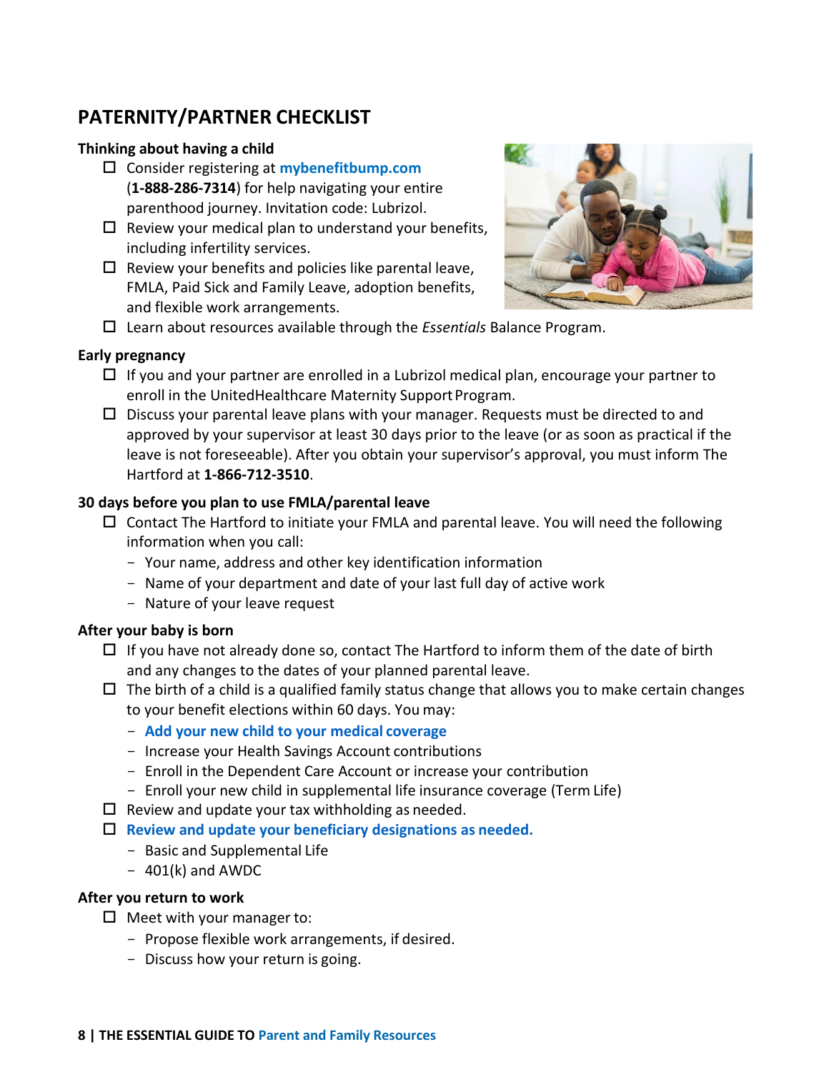## PATERNITY/PARTNER CHECKLIST

**Thinking about having a child**

- ☐ Consider registering at **mybenefitbump.com** (**1-888-286-7314**) for help navigating your entire parenthood journey. Invitation code: Lubrizol.
- ☐ Review your medical plan to understand your benefits, including infertility services.
- ☐ Review your benefits and policies like parental leave, FMLA, Paid Sick and Family Leave, adoption benefits, and flexible work arrangements.
- ☐ Learn about resources available through the *Essentials* Balance Program.

**Early pregnancy**

- ☐ If you and your partner are enrolled in a Lubrizol medical plan, encourage your partner to enroll in the UnitedHealthcare Maternity Support Program.
- ☐ Discuss your parental leave plans with your manager. Requests must be directed to and approved by your supervisor at least 30 days prior to the leave (or as soon as practical if the leave is not foreseeable). After you obtain your supervisor's approval, you must inform The Hartford at **1-866-712-3510**.

**30 days before you plan to use FMLA/parental leave**

- ☐ Contact The Hartford to initiate your FMLA and parental leave. You will need the following information when you call:
  - Your name, address and other key identification information
  - Name of your department and date of your last full day of active work
  - Nature of your leave request

**After your baby is born**

- ☐ If you have not already done so, contact The Hartford to inform them of the date of birth and any changes to the dates of your planned parental leave.
- ☐ The birth of a child is a qualified family status change that allows you to make certain changes to your benefit elections within 60 days. You may:
  - **Add your new child to your medical coverage**
  - Increase your Health Savings Account contributions
  - Enroll in the Dependent Care Account or increase your contribution
  - Enroll your new child in supplemental life insurance coverage (Term Life)
- ☐ Review and update your tax withholding as needed.
- ☐ **Review and update your beneficiary designations as needed.**
  - Basic and Supplemental Life
  - 401(k) and AWDC

**After you return to work**

- ☐ Meet with your manager to:
  - Propose flexible work arrangements, if desired.
  - Discuss how your return is going.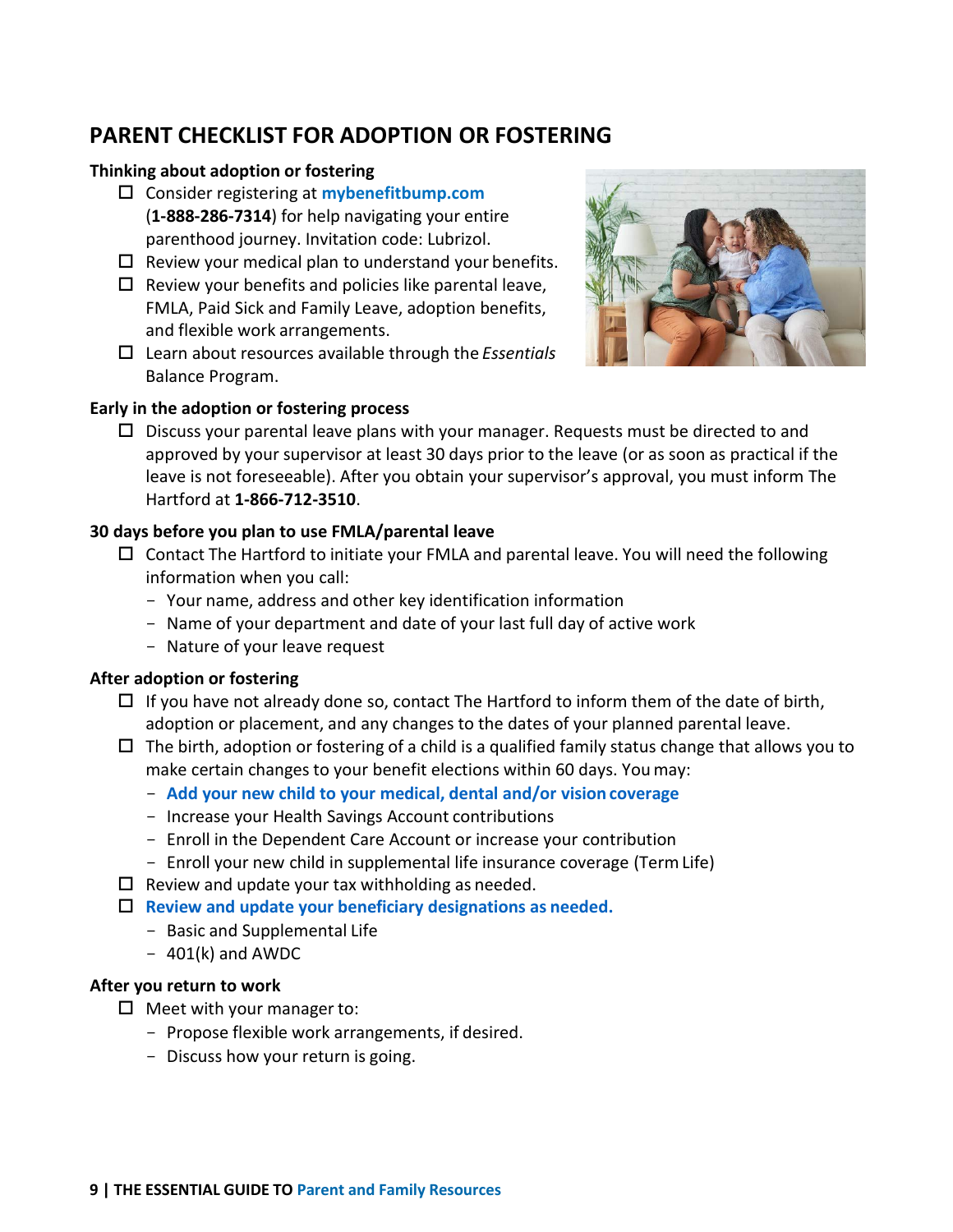## PARENT CHECKLIST FOR ADOPTION OR FOSTERING

**Thinking about adoption or fostering**

- ☐ Consider registering at **mybenefitbump.com** (**1-888-286-7314**) for help navigating your entire parenthood journey. Invitation code: Lubrizol.
- ☐ Review your medical plan to understand your benefits.
- ☐ Review your benefits and policies like parental leave, FMLA, Paid Sick and Family Leave, adoption benefits, and flexible work arrangements.
- ☐ Learn about resources available through the *Essentials* Balance Program.

**Early in the adoption or fostering process**

- ☐ Discuss your parental leave plans with your manager. Requests must be directed to and approved by your supervisor at least 30 days prior to the leave (or as soon as practical if the leave is not foreseeable). After you obtain your supervisor's approval, you must inform The Hartford at **1-866-712-3510**.

**30 days before you plan to use FMLA/parental leave**

- ☐ Contact The Hartford to initiate your FMLA and parental leave. You will need the following information when you call:
  - Your name, address and other key identification information
  - Name of your department and date of your last full day of active work
  - Nature of your leave request

**After adoption or fostering**

- ☐ If you have not already done so, contact The Hartford to inform them of the date of birth, adoption or placement, and any changes to the dates of your planned parental leave.
- ☐ The birth, adoption or fostering of a child is a qualified family status change that allows you to make certain changes to your benefit elections within 60 days. You may:
  - **Add your new child to your medical, dental and/or vision coverage**
  - Increase your Health Savings Account contributions
  - Enroll in the Dependent Care Account or increase your contribution
  - Enroll your new child in supplemental life insurance coverage (Term Life)
- ☐ Review and update your tax withholding as needed.
- ☐ **Review and update your beneficiary designations as needed.**
  - Basic and Supplemental Life
  - 401(k) and AWDC

**After you return to work**

- ☐ Meet with your manager to:
  - Propose flexible work arrangements, if desired.
  - Discuss how your return is going.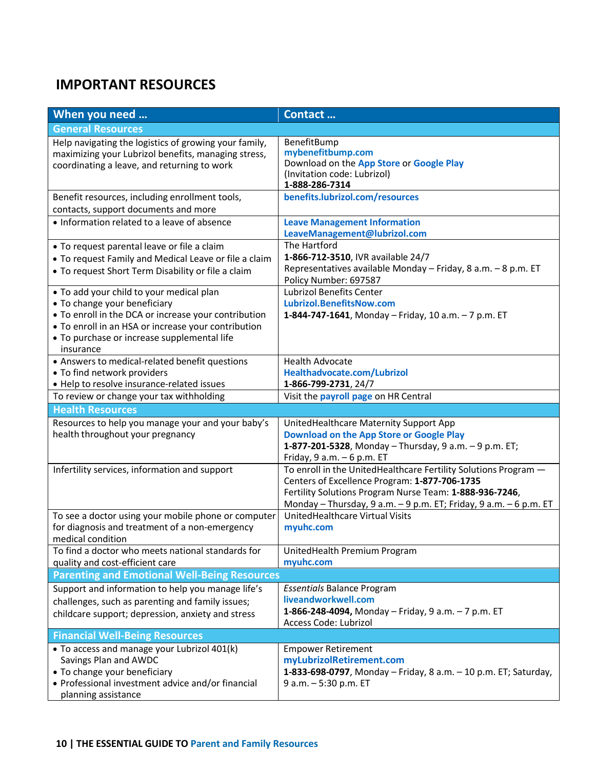## IMPORTANT RESOURCES

| When you need … | Contact … |
|---|---|
| **General Resources** | |
| Help navigating the logistics of growing your family, maximizing your Lubrizol benefits, managing stress, coordinating a leave, and returning to work | BenefitBump<br>mybenefitbump.com<br>Download on the App Store or Google Play<br>(Invitation code: Lubrizol)<br>**1-888-286-7314** |
| Benefit resources, including enrollment tools, contacts, support documents and more | benefits.lubrizol.com/resources |
| • Information related to a leave of absence | Leave Management Information<br>LeaveManagement@lubrizol.com |
| • To request parental leave or file a claim<br>• To request Family and Medical Leave or file a claim<br>• To request Short Term Disability or file a claim | The Hartford<br>**1-866-712-3510**, IVR available 24/7<br>Representatives available Monday – Friday, 8 a.m. – 8 p.m. ET<br>Policy Number: 697587 |
| • To add your child to your medical plan<br>• To change your beneficiary<br>• To enroll in the DCA or increase your contribution<br>• To enroll in an HSA or increase your contribution<br>• To purchase or increase supplemental life insurance | Lubrizol Benefits Center<br>Lubrizol.BenefitsNow.com<br>**1-844-747-1641**, Monday – Friday, 10 a.m. – 7 p.m. ET |
| • Answers to medical-related benefit questions<br>• To find network providers<br>• Help to resolve insurance-related issues | Health Advocate<br>Healthadvocate.com/Lubrizol<br>**1-866-799-2731**, 24/7 |
| To review or change your tax withholding | Visit the payroll page on HR Central |
| **Health Resources** | |
| Resources to help you manage your and your baby's health throughout your pregnancy | UnitedHealthcare Maternity Support App<br>Download on the App Store or Google Play<br>**1-877-201-5328**, Monday – Thursday, 9 a.m. – 9 p.m. ET;<br>Friday, 9 a.m. – 6 p.m. ET |
| Infertility services, information and support | To enroll in the UnitedHealthcare Fertility Solutions Program — Centers of Excellence Program: **1-877-706-1735**<br>Fertility Solutions Program Nurse Team: **1-888-936-7246**,<br>Monday – Thursday, 9 a.m. – 9 p.m. ET; Friday, 9 a.m. – 6 p.m. ET |
| To see a doctor using your mobile phone or computer for diagnosis and treatment of a non-emergency medical condition | UnitedHealthcare Virtual Visits<br>myuhc.com |
| To find a doctor who meets national standards for quality and cost-efficient care | UnitedHealth Premium Program<br>myuhc.com |
| **Parenting and Emotional Well-Being Resources** | |
| Support and information to help you manage life's challenges, such as parenting and family issues; childcare support; depression, anxiety and stress | *Essentials* Balance Program<br>liveandworkwell.com<br>**1-866-248-4094,** Monday – Friday, 9 a.m. – 7 p.m. ET<br>Access Code: Lubrizol |
| **Financial Well-Being Resources** | |
| • To access and manage your Lubrizol 401(k) Savings Plan and AWDC<br>• To change your beneficiary<br>• Professional investment advice and/or financial planning assistance | Empower Retirement<br>myLubrizolRetirement.com<br>**1-833-698-0797**, Monday – Friday, 8 a.m. – 10 p.m. ET; Saturday, 9 a.m. – 5:30 p.m. ET |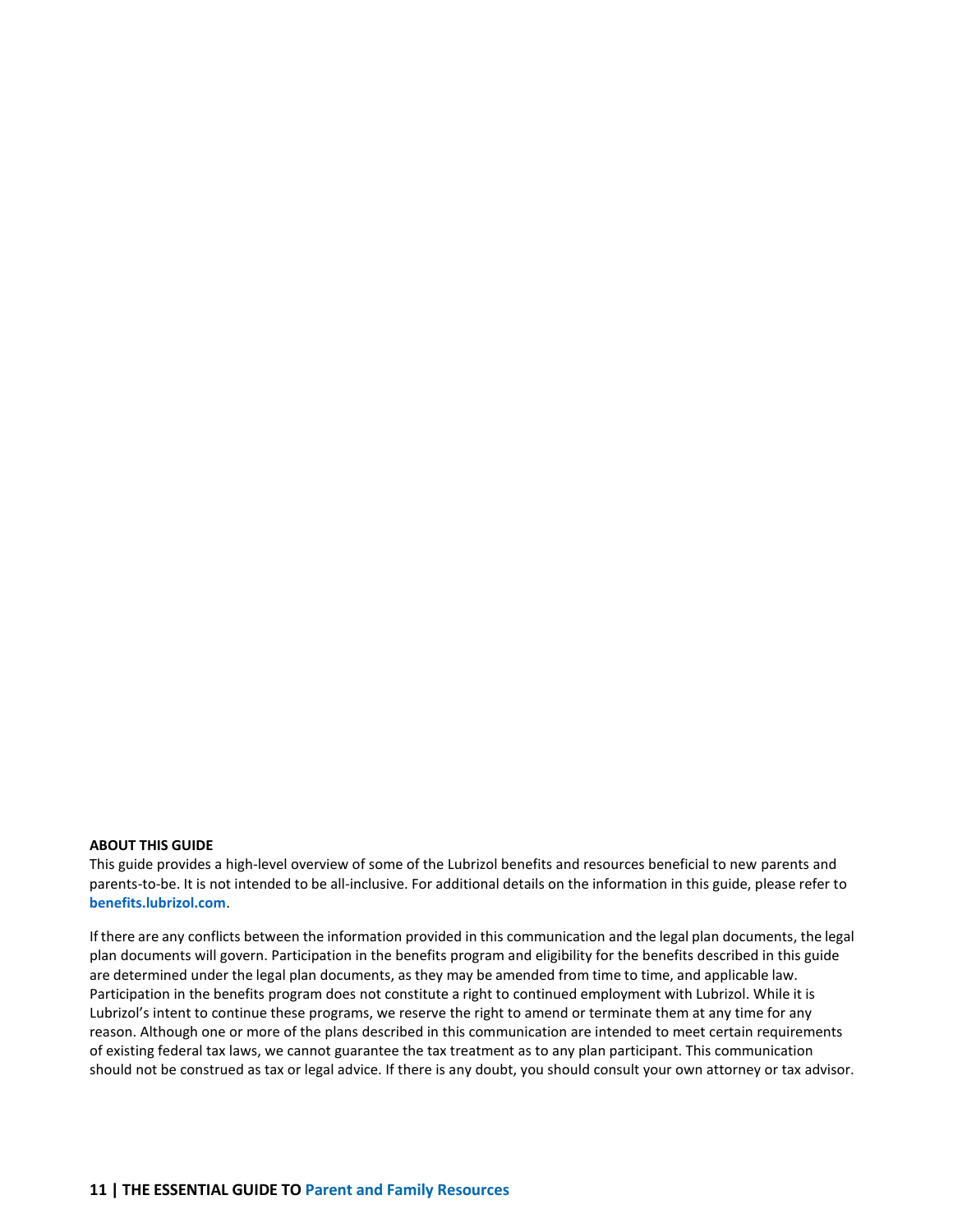**ABOUT THIS GUIDE**

This guide provides a high-level overview of some of the Lubrizol benefits and resources beneficial to new parents and parents-to-be. It is not intended to be all-inclusive. For additional details on the information in this guide, please refer to **benefits.lubrizol.com**.

If there are any conflicts between the information provided in this communication and the legal plan documents, the legal plan documents will govern. Participation in the benefits program and eligibility for the benefits described in this guide are determined under the legal plan documents, as they may be amended from time to time, and applicable law. Participation in the benefits program does not constitute a right to continued employment with Lubrizol. While it is Lubrizol's intent to continue these programs, we reserve the right to amend or terminate them at any time for any reason. Although one or more of the plans described in this communication are intended to meet certain requirements of existing federal tax laws, we cannot guarantee the tax treatment as to any plan participant. This communication should not be construed as tax or legal advice. If there is any doubt, you should consult your own attorney or tax advisor.